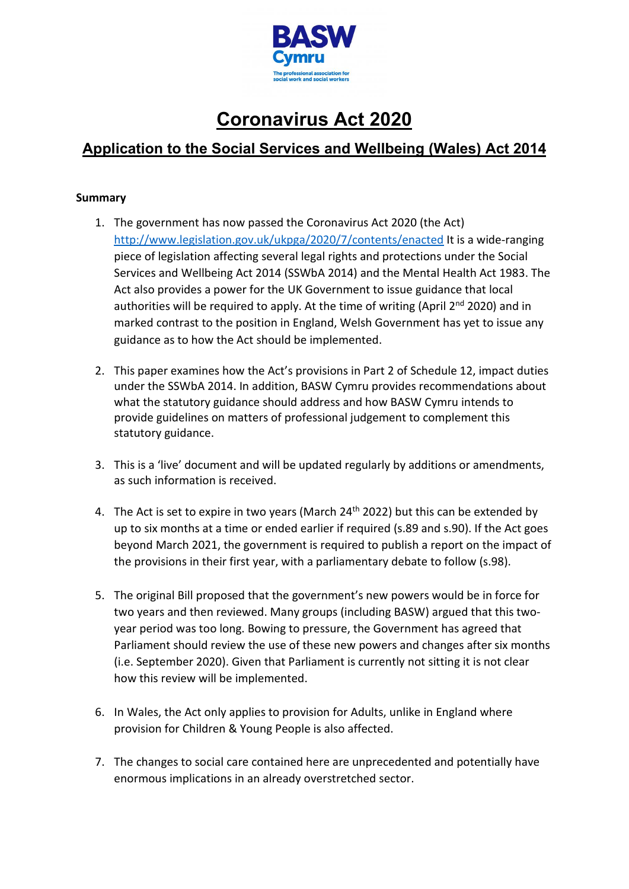BASW Cymru

The professional association for social work and social workers

# Coronavirus Act 2020

## Application to the Social Services and Wellbeing (Wales) Act 2014

**Summary**

1. The government has now passed the Coronavirus Act 2020 (the Act) http://www.legislation.gov.uk/ukpga/2020/7/contents/enacted It is a wide-ranging piece of legislation affecting several legal rights and protections under the Social Services and Wellbeing Act 2014 (SSWbA 2014) and the Mental Health Act 1983. The Act also provides a power for the UK Government to issue guidance that local authorities will be required to apply. At the time of writing (April 2nd 2020) and in marked contrast to the position in England, Welsh Government has yet to issue any guidance as to how the Act should be implemented.

2. This paper examines how the Act's provisions in Part 2 of Schedule 12, impact duties under the SSWbA 2014. In addition, BASW Cymru provides recommendations about what the statutory guidance should address and how BASW Cymru intends to provide guidelines on matters of professional judgement to complement this statutory guidance.

3. This is a 'live' document and will be updated regularly by additions or amendments, as such information is received.

4. The Act is set to expire in two years (March 24th 2022) but this can be extended by up to six months at a time or ended earlier if required (s.89 and s.90). If the Act goes beyond March 2021, the government is required to publish a report on the impact of the provisions in their first year, with a parliamentary debate to follow (s.98).

5. The original Bill proposed that the government's new powers would be in force for two years and then reviewed. Many groups (including BASW) argued that this two-year period was too long. Bowing to pressure, the Government has agreed that Parliament should review the use of these new powers and changes after six months (i.e. September 2020). Given that Parliament is currently not sitting it is not clear how this review will be implemented.

6. In Wales, the Act only applies to provision for Adults, unlike in England where provision for Children & Young People is also affected.

7. The changes to social care contained here are unprecedented and potentially have enormous implications in an already overstretched sector.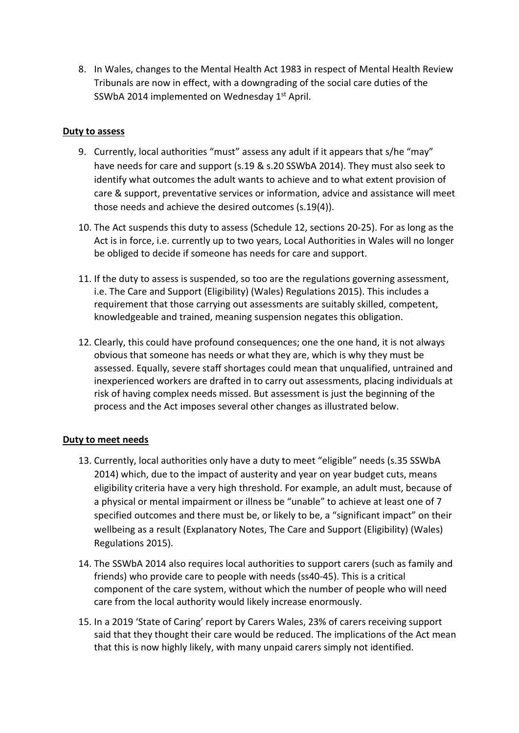8. In Wales, changes to the Mental Health Act 1983 in respect of Mental Health Review Tribunals are now in effect, with a downgrading of the social care duties of the SSWbA 2014 implemented on Wednesday 1st April.

**Duty to assess**

9. Currently, local authorities "must" assess any adult if it appears that s/he "may" have needs for care and support (s.19 & s.20 SSWbA 2014). They must also seek to identify what outcomes the adult wants to achieve and to what extent provision of care & support, preventative services or information, advice and assistance will meet those needs and achieve the desired outcomes (s.19(4)).

10. The Act suspends this duty to assess (Schedule 12, sections 20-25). For as long as the Act is in force, i.e. currently up to two years, Local Authorities in Wales will no longer be obliged to decide if someone has needs for care and support.

11. If the duty to assess is suspended, so too are the regulations governing assessment, i.e. The Care and Support (Eligibility) (Wales) Regulations 2015). This includes a requirement that those carrying out assessments are suitably skilled, competent, knowledgeable and trained, meaning suspension negates this obligation.

12. Clearly, this could have profound consequences; one the one hand, it is not always obvious that someone has needs or what they are, which is why they must be assessed. Equally, severe staff shortages could mean that unqualified, untrained and inexperienced workers are drafted in to carry out assessments, placing individuals at risk of having complex needs missed. But assessment is just the beginning of the process and the Act imposes several other changes as illustrated below.

**Duty to meet needs**

13. Currently, local authorities only have a duty to meet "eligible" needs (s.35 SSWbA 2014) which, due to the impact of austerity and year on year budget cuts, means eligibility criteria have a very high threshold. For example, an adult must, because of a physical or mental impairment or illness be "unable" to achieve at least one of 7 specified outcomes and there must be, or likely to be, a "significant impact" on their wellbeing as a result (Explanatory Notes, The Care and Support (Eligibility) (Wales) Regulations 2015).

14. The SSWbA 2014 also requires local authorities to support carers (such as family and friends) who provide care to people with needs (ss40-45). This is a critical component of the care system, without which the number of people who will need care from the local authority would likely increase enormously.

15. In a 2019 'State of Caring' report by Carers Wales, 23% of carers receiving support said that they thought their care would be reduced. The implications of the Act mean that this is now highly likely, with many unpaid carers simply not identified.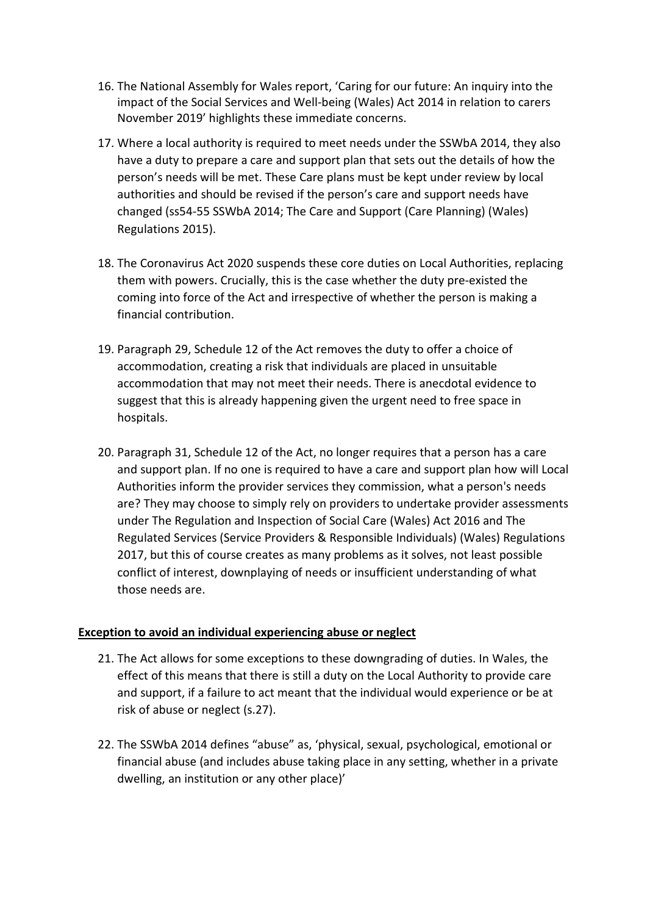16. The National Assembly for Wales report, 'Caring for our future: An inquiry into the impact of the Social Services and Well-being (Wales) Act 2014 in relation to carers November 2019' highlights these immediate concerns.

17. Where a local authority is required to meet needs under the SSWbA 2014, they also have a duty to prepare a care and support plan that sets out the details of how the person's needs will be met. These Care plans must be kept under review by local authorities and should be revised if the person's care and support needs have changed (ss54-55 SSWbA 2014; The Care and Support (Care Planning) (Wales) Regulations 2015).

18. The Coronavirus Act 2020 suspends these core duties on Local Authorities, replacing them with powers. Crucially, this is the case whether the duty pre-existed the coming into force of the Act and irrespective of whether the person is making a financial contribution.

19. Paragraph 29, Schedule 12 of the Act removes the duty to offer a choice of accommodation, creating a risk that individuals are placed in unsuitable accommodation that may not meet their needs. There is anecdotal evidence to suggest that this is already happening given the urgent need to free space in hospitals.

20. Paragraph 31, Schedule 12 of the Act, no longer requires that a person has a care and support plan. If no one is required to have a care and support plan how will Local Authorities inform the provider services they commission, what a person's needs are? They may choose to simply rely on providers to undertake provider assessments under The Regulation and Inspection of Social Care (Wales) Act 2016 and The Regulated Services (Service Providers & Responsible Individuals) (Wales) Regulations 2017, but this of course creates as many problems as it solves, not least possible conflict of interest, downplaying of needs or insufficient understanding of what those needs are.

**Exception to avoid an individual experiencing abuse or neglect**

21. The Act allows for some exceptions to these downgrading of duties. In Wales, the effect of this means that there is still a duty on the Local Authority to provide care and support, if a failure to act meant that the individual would experience or be at risk of abuse or neglect (s.27).

22. The SSWbA 2014 defines "abuse" as, 'physical, sexual, psychological, emotional or financial abuse (and includes abuse taking place in any setting, whether in a private dwelling, an institution or any other place)'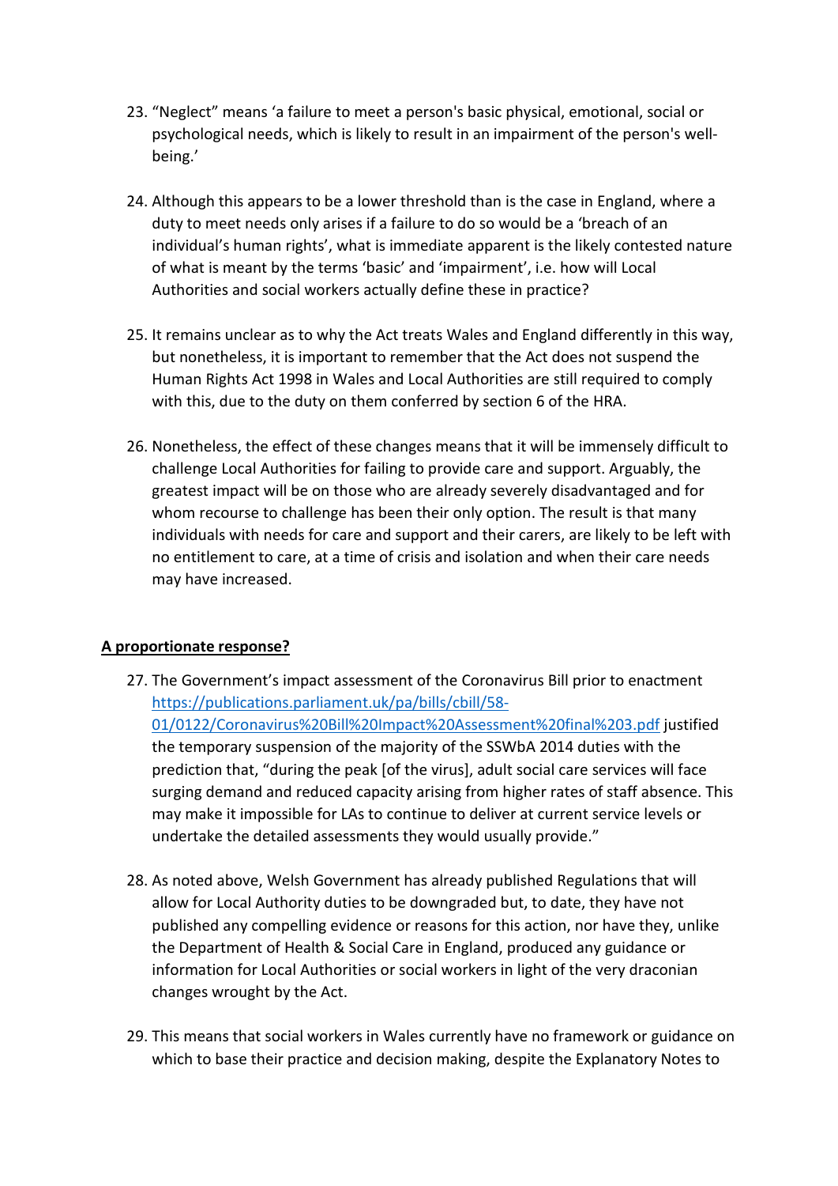23. "Neglect" means 'a failure to meet a person's basic physical, emotional, social or psychological needs, which is likely to result in an impairment of the person's well-being.'

24. Although this appears to be a lower threshold than is the case in England, where a duty to meet needs only arises if a failure to do so would be a 'breach of an individual's human rights', what is immediate apparent is the likely contested nature of what is meant by the terms 'basic' and 'impairment', i.e. how will Local Authorities and social workers actually define these in practice?

25. It remains unclear as to why the Act treats Wales and England differently in this way, but nonetheless, it is important to remember that the Act does not suspend the Human Rights Act 1998 in Wales and Local Authorities are still required to comply with this, due to the duty on them conferred by section 6 of the HRA.

26. Nonetheless, the effect of these changes means that it will be immensely difficult to challenge Local Authorities for failing to provide care and support. Arguably, the greatest impact will be on those who are already severely disadvantaged and for whom recourse to challenge has been their only option. The result is that many individuals with needs for care and support and their carers, are likely to be left with no entitlement to care, at a time of crisis and isolation and when their care needs may have increased.

**A proportionate response?**

27. The Government's impact assessment of the Coronavirus Bill prior to enactment [https://publications.parliament.uk/pa/bills/cbill/58-01/0122/Coronavirus%20Bill%20Impact%20Assessment%20final%203.pdf](https://publications.parliament.uk/pa/bills/cbill/58-01/0122/Coronavirus%20Bill%20Impact%20Assessment%20final%203.pdf) justified the temporary suspension of the majority of the SSWbA 2014 duties with the prediction that, "during the peak [of the virus], adult social care services will face surging demand and reduced capacity arising from higher rates of staff absence. This may make it impossible for LAs to continue to deliver at current service levels or undertake the detailed assessments they would usually provide."

28. As noted above, Welsh Government has already published Regulations that will allow for Local Authority duties to be downgraded but, to date, they have not published any compelling evidence or reasons for this action, nor have they, unlike the Department of Health & Social Care in England, produced any guidance or information for Local Authorities or social workers in light of the very draconian changes wrought by the Act.

29. This means that social workers in Wales currently have no framework or guidance on which to base their practice and decision making, despite the Explanatory Notes to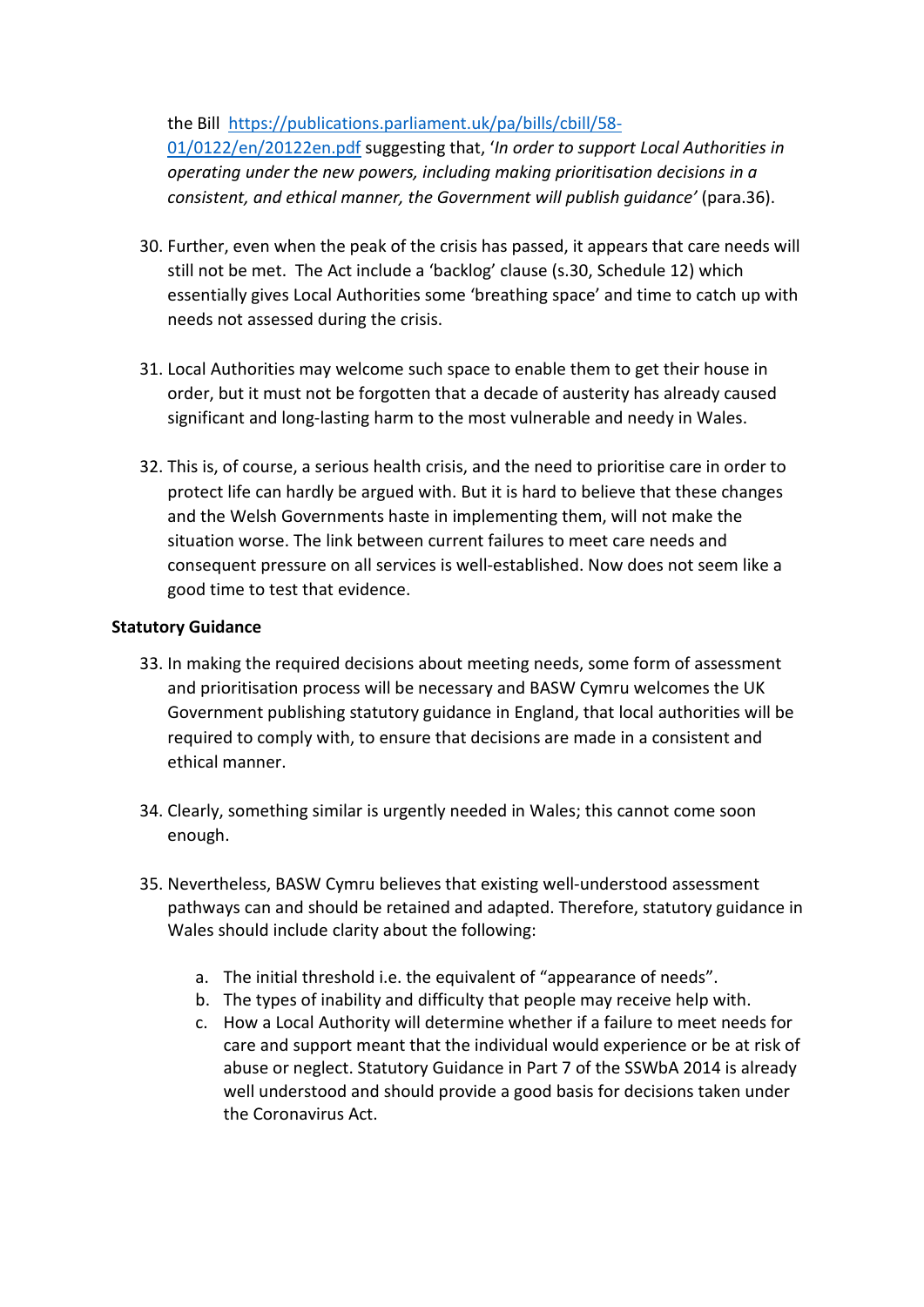the Bill [https://publications.parliament.uk/pa/bills/cbill/58-01/0122/en/20122en.pdf](https://publications.parliament.uk/pa/bills/cbill/58-01/0122/en/20122en.pdf) suggesting that, '*In order to support Local Authorities in operating under the new powers, including making prioritisation decisions in a consistent, and ethical manner, the Government will publish guidance'* (para.36).

30. Further, even when the peak of the crisis has passed, it appears that care needs will still not be met. The Act include a 'backlog' clause (s.30, Schedule 12) which essentially gives Local Authorities some 'breathing space' and time to catch up with needs not assessed during the crisis.

31. Local Authorities may welcome such space to enable them to get their house in order, but it must not be forgotten that a decade of austerity has already caused significant and long-lasting harm to the most vulnerable and needy in Wales.

32. This is, of course, a serious health crisis, and the need to prioritise care in order to protect life can hardly be argued with. But it is hard to believe that these changes and the Welsh Governments haste in implementing them, will not make the situation worse. The link between current failures to meet care needs and consequent pressure on all services is well-established. Now does not seem like a good time to test that evidence.

**Statutory Guidance**

33. In making the required decisions about meeting needs, some form of assessment and prioritisation process will be necessary and BASW Cymru welcomes the UK Government publishing statutory guidance in England, that local authorities will be required to comply with, to ensure that decisions are made in a consistent and ethical manner.

34. Clearly, something similar is urgently needed in Wales; this cannot come soon enough.

35. Nevertheless, BASW Cymru believes that existing well-understood assessment pathways can and should be retained and adapted. Therefore, statutory guidance in Wales should include clarity about the following:

    a. The initial threshold i.e. the equivalent of "appearance of needs".
    b. The types of inability and difficulty that people may receive help with.
    c. How a Local Authority will determine whether if a failure to meet needs for care and support meant that the individual would experience or be at risk of abuse or neglect. Statutory Guidance in Part 7 of the SSWbA 2014 is already well understood and should provide a good basis for decisions taken under the Coronavirus Act.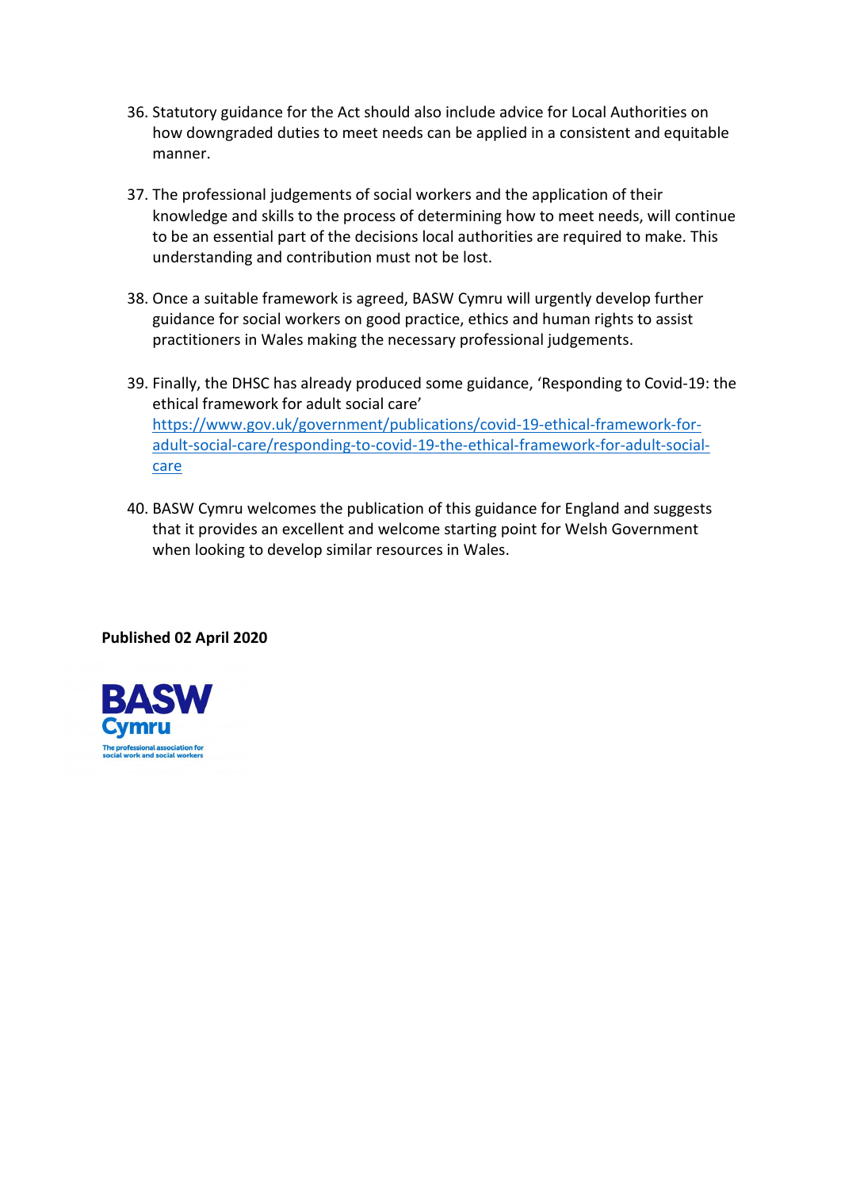36. Statutory guidance for the Act should also include advice for Local Authorities on how downgraded duties to meet needs can be applied in a consistent and equitable manner.

37. The professional judgements of social workers and the application of their knowledge and skills to the process of determining how to meet needs, will continue to be an essential part of the decisions local authorities are required to make. This understanding and contribution must not be lost.

38. Once a suitable framework is agreed, BASW Cymru will urgently develop further guidance for social workers on good practice, ethics and human rights to assist practitioners in Wales making the necessary professional judgements.

39. Finally, the DHSC has already produced some guidance, 'Responding to Covid-19: the ethical framework for adult social care' https://www.gov.uk/government/publications/covid-19-ethical-framework-for-adult-social-care/responding-to-covid-19-the-ethical-framework-for-adult-social-care

40. BASW Cymru welcomes the publication of this guidance for England and suggests that it provides an excellent and welcome starting point for Welsh Government when looking to develop similar resources in Wales.

**Published 02 April 2020**

BASW Cymru
The professional association for social work and social workers